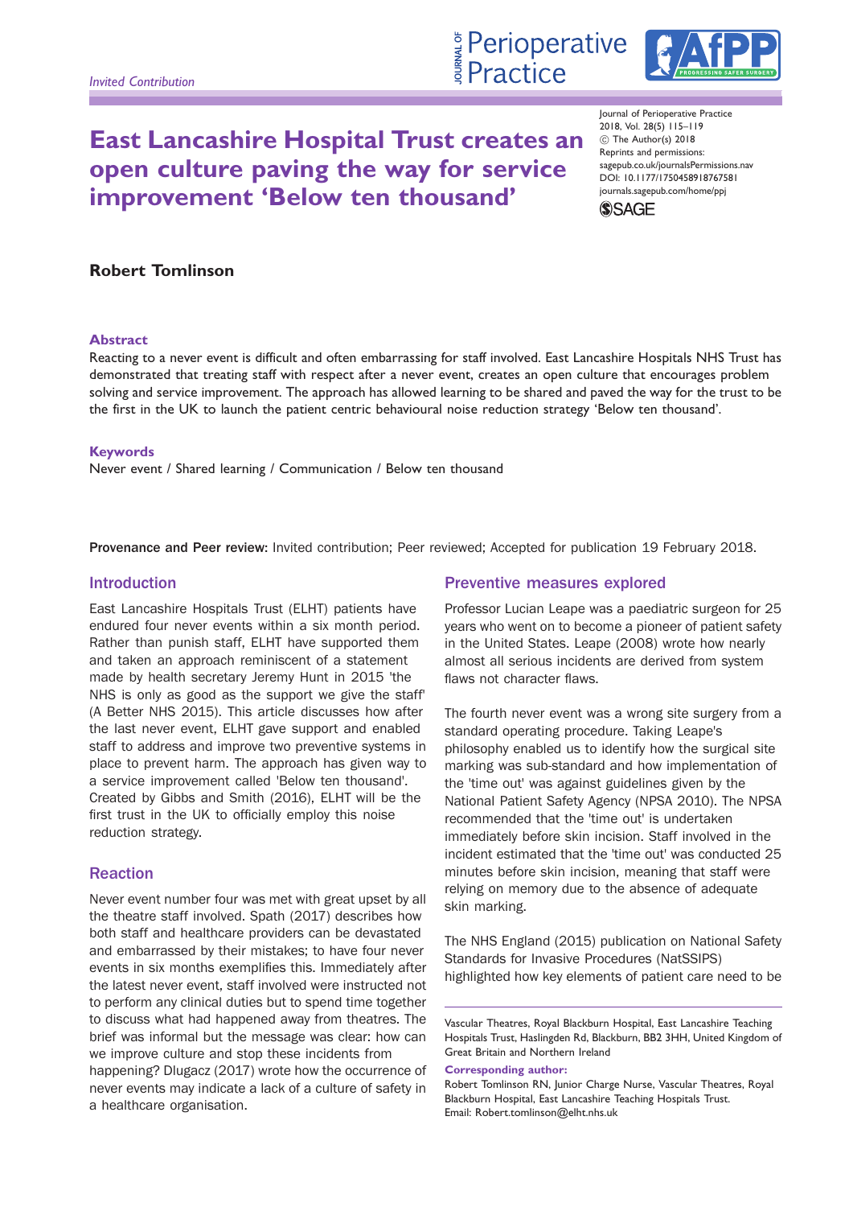*Invited Contribution*

# East Lancashire Hospital Trust creates an open culture paving the way for service improvement 'Below ten thousand'

Journal of Perioperative Practice
2018, Vol. 28(5) 115–119
© The Author(s) 2018
Reprints and permissions: sagepub.co.uk/journalsPermissions.nav
DOI: 10.1177/1750458918767581
journals.sagepub.com/home/ppj

**Robert Tomlinson**

## Abstract

Reacting to a never event is difficult and often embarrassing for staff involved. East Lancashire Hospitals NHS Trust has demonstrated that treating staff with respect after a never event, creates an open culture that encourages problem solving and service improvement. The approach has allowed learning to be shared and paved the way for the trust to be the first in the UK to launch the patient centric behavioural noise reduction strategy 'Below ten thousand'.

## Keywords

Never event / Shared learning / Communication / Below ten thousand

**Provenance and Peer review:** Invited contribution; Peer reviewed; Accepted for publication 19 February 2018.

## Introduction

East Lancashire Hospitals Trust (ELHT) patients have endured four never events within a six month period. Rather than punish staff, ELHT have supported them and taken an approach reminiscent of a statement made by health secretary Jeremy Hunt in 2015 'the NHS is only as good as the support we give the staff' (A Better NHS 2015). This article discusses how after the last never event, ELHT gave support and enabled staff to address and improve two preventive systems in place to prevent harm. The approach has given way to a service improvement called 'Below ten thousand'. Created by Gibbs and Smith (2016), ELHT will be the first trust in the UK to officially employ this noise reduction strategy.

## Reaction

Never event number four was met with great upset by all the theatre staff involved. Spath (2017) describes how both staff and healthcare providers can be devastated and embarrassed by their mistakes; to have four never events in six months exemplifies this. Immediately after the latest never event, staff involved were instructed not to perform any clinical duties but to spend time together to discuss what had happened away from theatres. The brief was informal but the message was clear: how can we improve culture and stop these incidents from happening? Dlugacz (2017) wrote how the occurrence of never events may indicate a lack of a culture of safety in a healthcare organisation.

## Preventive measures explored

Professor Lucian Leape was a paediatric surgeon for 25 years who went on to become a pioneer of patient safety in the United States. Leape (2008) wrote how nearly almost all serious incidents are derived from system flaws not character flaws.

The fourth never event was a wrong site surgery from a standard operating procedure. Taking Leape's philosophy enabled us to identify how the surgical site marking was sub-standard and how implementation of the 'time out' was against guidelines given by the National Patient Safety Agency (NPSA 2010). The NPSA recommended that the 'time out' is undertaken immediately before skin incision. Staff involved in the incident estimated that the 'time out' was conducted 25 minutes before skin incision, meaning that staff were relying on memory due to the absence of adequate skin marking.

The NHS England (2015) publication on National Safety Standards for Invasive Procedures (NatSSIPS) highlighted how key elements of patient care need to be

---

Vascular Theatres, Royal Blackburn Hospital, East Lancashire Teaching Hospitals Trust, Haslingden Rd, Blackburn, BB2 3HH, United Kingdom of Great Britain and Northern Ireland

**Corresponding author:**
Robert Tomlinson RN, Junior Charge Nurse, Vascular Theatres, Royal Blackburn Hospital, East Lancashire Teaching Hospitals Trust.
Email: Robert.tomlinson@elht.nhs.uk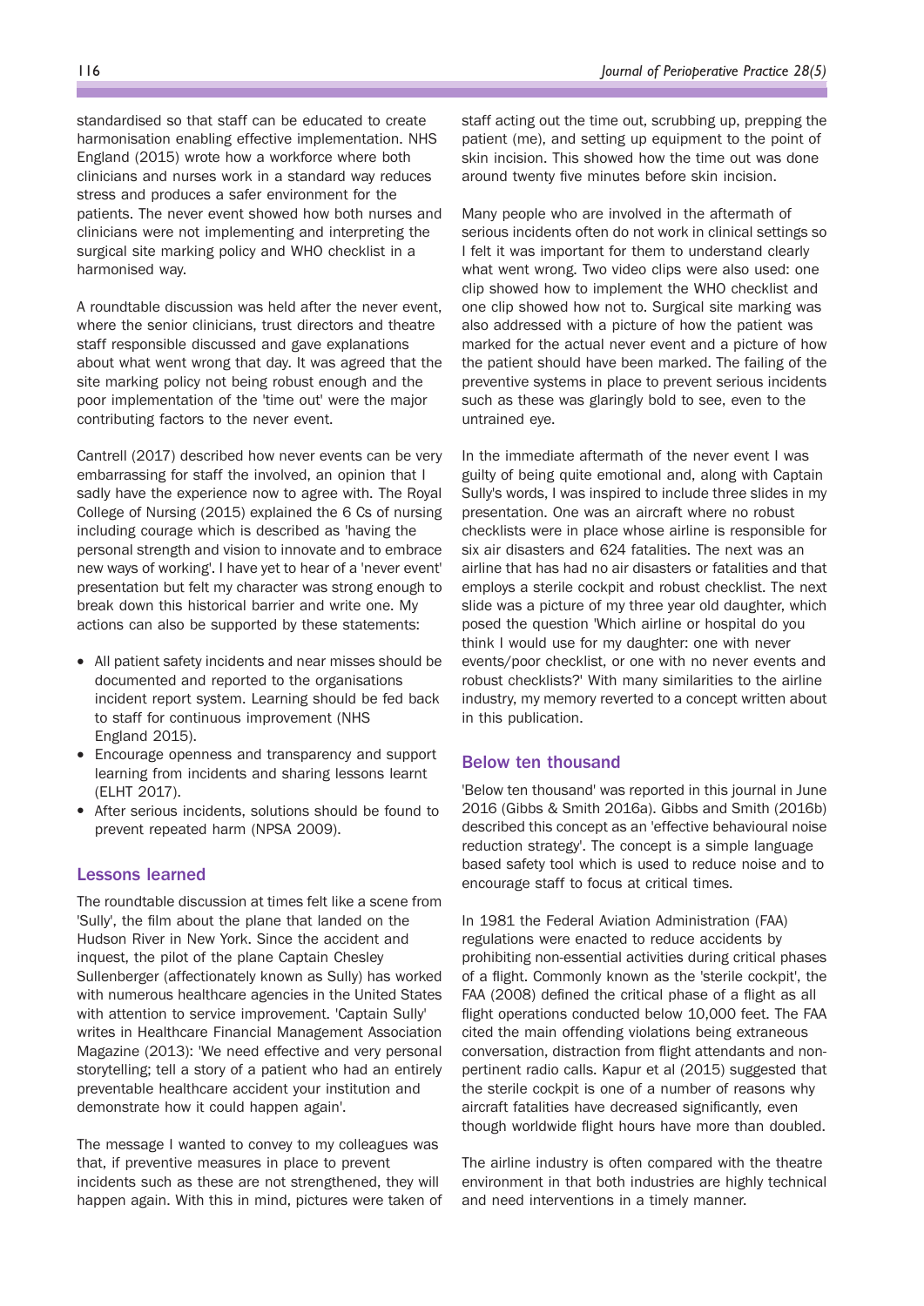standardised so that staff can be educated to create harmonisation enabling effective implementation. NHS England (2015) wrote how a workforce where both clinicians and nurses work in a standard way reduces stress and produces a safer environment for the patients. The never event showed how both nurses and clinicians were not implementing and interpreting the surgical site marking policy and WHO checklist in a harmonised way.

A roundtable discussion was held after the never event, where the senior clinicians, trust directors and theatre staff responsible discussed and gave explanations about what went wrong that day. It was agreed that the site marking policy not being robust enough and the poor implementation of the 'time out' were the major contributing factors to the never event.

Cantrell (2017) described how never events can be very embarrassing for staff the involved, an opinion that I sadly have the experience now to agree with. The Royal College of Nursing (2015) explained the 6 Cs of nursing including courage which is described as 'having the personal strength and vision to innovate and to embrace new ways of working'. I have yet to hear of a 'never event' presentation but felt my character was strong enough to break down this historical barrier and write one. My actions can also be supported by these statements:

- All patient safety incidents and near misses should be documented and reported to the organisations incident report system. Learning should be fed back to staff for continuous improvement (NHS England 2015).
- Encourage openness and transparency and support learning from incidents and sharing lessons learnt (ELHT 2017).
- After serious incidents, solutions should be found to prevent repeated harm (NPSA 2009).

## Lessons learned

The roundtable discussion at times felt like a scene from 'Sully', the film about the plane that landed on the Hudson River in New York. Since the accident and inquest, the pilot of the plane Captain Chesley Sullenberger (affectionately known as Sully) has worked with numerous healthcare agencies in the United States with attention to service improvement. 'Captain Sully' writes in Healthcare Financial Management Association Magazine (2013): 'We need effective and very personal storytelling; tell a story of a patient who had an entirely preventable healthcare accident your institution and demonstrate how it could happen again'.

The message I wanted to convey to my colleagues was that, if preventive measures in place to prevent incidents such as these are not strengthened, they will happen again. With this in mind, pictures were taken of staff acting out the time out, scrubbing up, prepping the patient (me), and setting up equipment to the point of skin incision. This showed how the time out was done around twenty five minutes before skin incision.

Many people who are involved in the aftermath of serious incidents often do not work in clinical settings so I felt it was important for them to understand clearly what went wrong. Two video clips were also used: one clip showed how to implement the WHO checklist and one clip showed how not to. Surgical site marking was also addressed with a picture of how the patient was marked for the actual never event and a picture of how the patient should have been marked. The failing of the preventive systems in place to prevent serious incidents such as these was glaringly bold to see, even to the untrained eye.

In the immediate aftermath of the never event I was guilty of being quite emotional and, along with Captain Sully's words, I was inspired to include three slides in my presentation. One was an aircraft where no robust checklists were in place whose airline is responsible for six air disasters and 624 fatalities. The next was an airline that has had no air disasters or fatalities and that employs a sterile cockpit and robust checklist. The next slide was a picture of my three year old daughter, which posed the question 'Which airline or hospital do you think I would use for my daughter: one with never events/poor checklist, or one with no never events and robust checklists?' With many similarities to the airline industry, my memory reverted to a concept written about in this publication.

## Below ten thousand

'Below ten thousand' was reported in this journal in June 2016 (Gibbs & Smith 2016a). Gibbs and Smith (2016b) described this concept as an 'effective behavioural noise reduction strategy'. The concept is a simple language based safety tool which is used to reduce noise and to encourage staff to focus at critical times.

In 1981 the Federal Aviation Administration (FAA) regulations were enacted to reduce accidents by prohibiting non-essential activities during critical phases of a flight. Commonly known as the 'sterile cockpit', the FAA (2008) defined the critical phase of a flight as all flight operations conducted below 10,000 feet. The FAA cited the main offending violations being extraneous conversation, distraction from flight attendants and non-pertinent radio calls. Kapur et al (2015) suggested that the sterile cockpit is one of a number of reasons why aircraft fatalities have decreased significantly, even though worldwide flight hours have more than doubled.

The airline industry is often compared with the theatre environment in that both industries are highly technical and need interventions in a timely manner.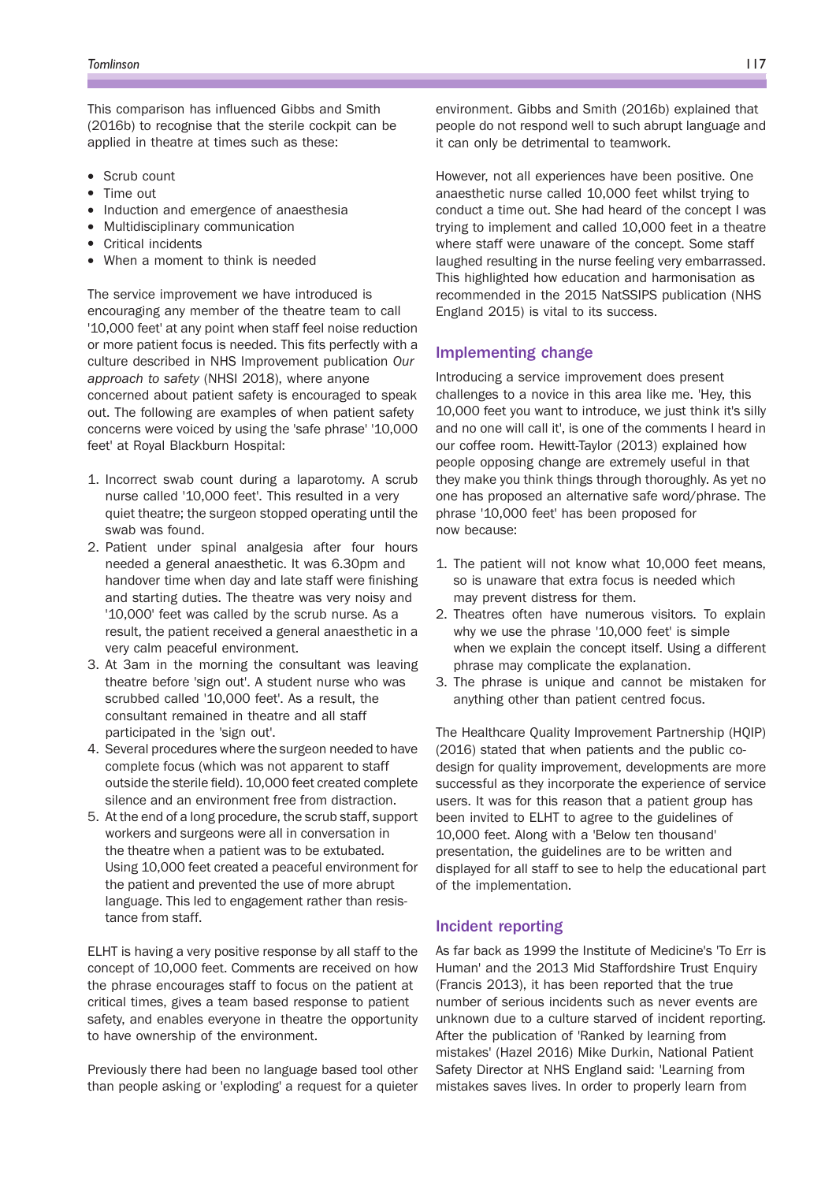This comparison has influenced Gibbs and Smith (2016b) to recognise that the sterile cockpit can be applied in theatre at times such as these:

- Scrub count
- Time out
- Induction and emergence of anaesthesia
- Multidisciplinary communication
- Critical incidents
- When a moment to think is needed

The service improvement we have introduced is encouraging any member of the theatre team to call '10,000 feet' at any point when staff feel noise reduction or more patient focus is needed. This fits perfectly with a culture described in NHS Improvement publication *Our approach to safety* (NHSI 2018), where anyone concerned about patient safety is encouraged to speak out. The following are examples of when patient safety concerns were voiced by using the 'safe phrase' '10,000 feet' at Royal Blackburn Hospital:

1. Incorrect swab count during a laparotomy. A scrub nurse called '10,000 feet'. This resulted in a very quiet theatre; the surgeon stopped operating until the swab was found.
2. Patient under spinal analgesia after four hours needed a general anaesthetic. It was 6.30pm and handover time when day and late staff were finishing and starting duties. The theatre was very noisy and '10,000' feet was called by the scrub nurse. As a result, the patient received a general anaesthetic in a very calm peaceful environment.
3. At 3am in the morning the consultant was leaving theatre before 'sign out'. A student nurse who was scrubbed called '10,000 feet'. As a result, the consultant remained in theatre and all staff participated in the 'sign out'.
4. Several procedures where the surgeon needed to have complete focus (which was not apparent to staff outside the sterile field). 10,000 feet created complete silence and an environment free from distraction.
5. At the end of a long procedure, the scrub staff, support workers and surgeons were all in conversation in the theatre when a patient was to be extubated. Using 10,000 feet created a peaceful environment for the patient and prevented the use of more abrupt language. This led to engagement rather than resistance from staff.

ELHT is having a very positive response by all staff to the concept of 10,000 feet. Comments are received on how the phrase encourages staff to focus on the patient at critical times, gives a team based response to patient safety, and enables everyone in theatre the opportunity to have ownership of the environment.

Previously there had been no language based tool other than people asking or 'exploding' a request for a quieter environment. Gibbs and Smith (2016b) explained that people do not respond well to such abrupt language and it can only be detrimental to teamwork.

However, not all experiences have been positive. One anaesthetic nurse called 10,000 feet whilst trying to conduct a time out. She had heard of the concept I was trying to implement and called 10,000 feet in a theatre where staff were unaware of the concept. Some staff laughed resulting in the nurse feeling very embarrassed. This highlighted how education and harmonisation as recommended in the 2015 NatSSIPS publication (NHS England 2015) is vital to its success.

## Implementing change

Introducing a service improvement does present challenges to a novice in this area like me. 'Hey, this 10,000 feet you want to introduce, we just think it's silly and no one will call it', is one of the comments I heard in our coffee room. Hewitt-Taylor (2013) explained how people opposing change are extremely useful in that they make you think things through thoroughly. As yet no one has proposed an alternative safe word/phrase. The phrase '10,000 feet' has been proposed for now because:

1. The patient will not know what 10,000 feet means, so is unaware that extra focus is needed which may prevent distress for them.
2. Theatres often have numerous visitors. To explain why we use the phrase '10,000 feet' is simple when we explain the concept itself. Using a different phrase may complicate the explanation.
3. The phrase is unique and cannot be mistaken for anything other than patient centred focus.

The Healthcare Quality Improvement Partnership (HQIP) (2016) stated that when patients and the public co-design for quality improvement, developments are more successful as they incorporate the experience of service users. It was for this reason that a patient group has been invited to ELHT to agree to the guidelines of 10,000 feet. Along with a 'Below ten thousand' presentation, the guidelines are to be written and displayed for all staff to see to help the educational part of the implementation.

## Incident reporting

As far back as 1999 the Institute of Medicine's 'To Err is Human' and the 2013 Mid Staffordshire Trust Enquiry (Francis 2013), it has been reported that the true number of serious incidents such as never events are unknown due to a culture starved of incident reporting. After the publication of 'Ranked by learning from mistakes' (Hazel 2016) Mike Durkin, National Patient Safety Director at NHS England said: 'Learning from mistakes saves lives. In order to properly learn from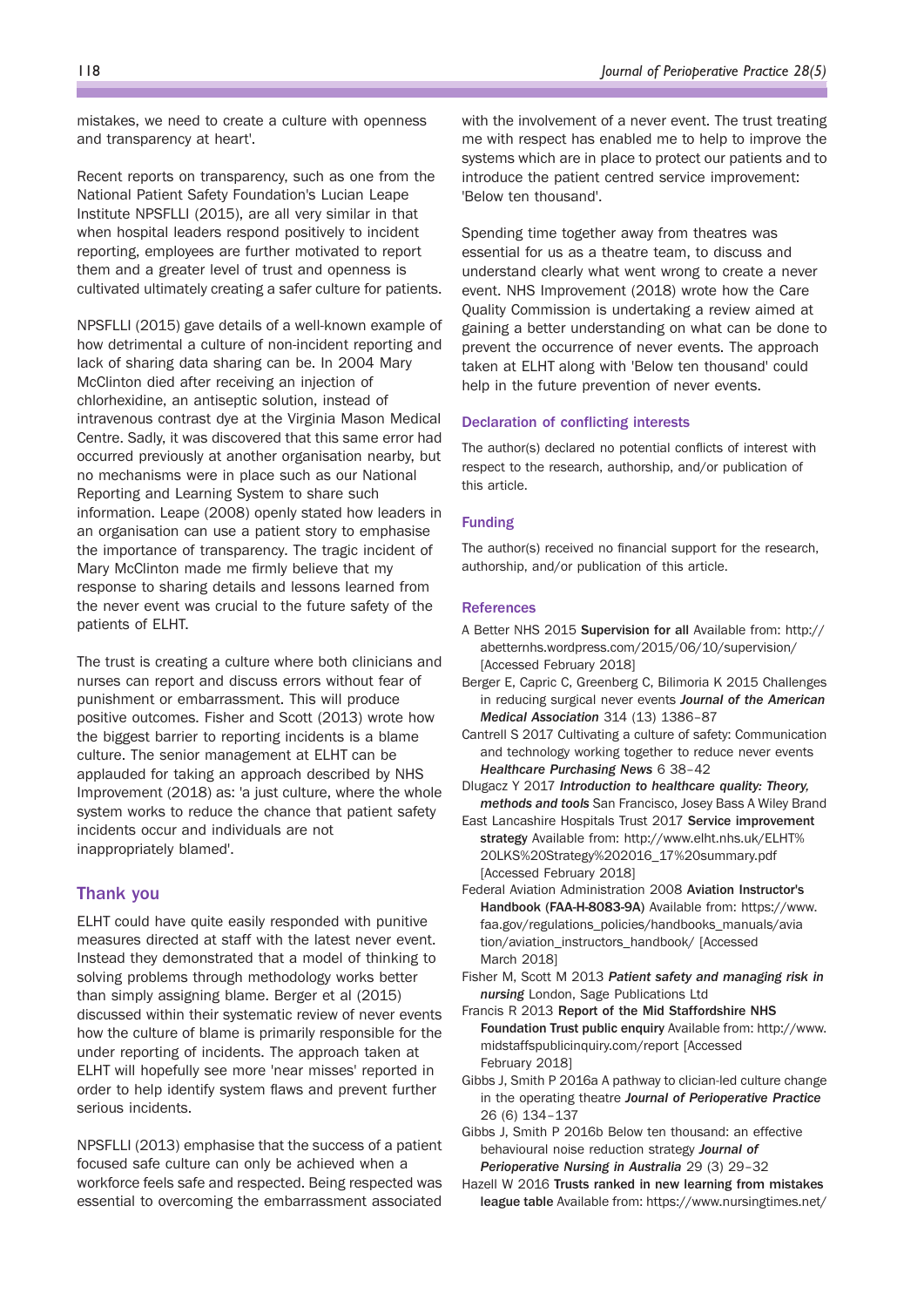mistakes, we need to create a culture with openness and transparency at heart'.

Recent reports on transparency, such as one from the National Patient Safety Foundation's Lucian Leape Institute NPSFLLI (2015), are all very similar in that when hospital leaders respond positively to incident reporting, employees are further motivated to report them and a greater level of trust and openness is cultivated ultimately creating a safer culture for patients.

NPSFLLI (2015) gave details of a well-known example of how detrimental a culture of non-incident reporting and lack of sharing data sharing can be. In 2004 Mary McClinton died after receiving an injection of chlorhexidine, an antiseptic solution, instead of intravenous contrast dye at the Virginia Mason Medical Centre. Sadly, it was discovered that this same error had occurred previously at another organisation nearby, but no mechanisms were in place such as our National Reporting and Learning System to share such information. Leape (2008) openly stated how leaders in an organisation can use a patient story to emphasise the importance of transparency. The tragic incident of Mary McClinton made me firmly believe that my response to sharing details and lessons learned from the never event was crucial to the future safety of the patients of ELHT.

The trust is creating a culture where both clinicians and nurses can report and discuss errors without fear of punishment or embarrassment. This will produce positive outcomes. Fisher and Scott (2013) wrote how the biggest barrier to reporting incidents is a blame culture. The senior management at ELHT can be applauded for taking an approach described by NHS Improvement (2018) as: 'a just culture, where the whole system works to reduce the chance that patient safety incidents occur and individuals are not inappropriately blamed'.

## Thank you

ELHT could have quite easily responded with punitive measures directed at staff with the latest never event. Instead they demonstrated that a model of thinking to solving problems through methodology works better than simply assigning blame. Berger et al (2015) discussed within their systematic review of never events how the culture of blame is primarily responsible for the under reporting of incidents. The approach taken at ELHT will hopefully see more 'near misses' reported in order to help identify system flaws and prevent further serious incidents.

NPSFLLI (2013) emphasise that the success of a patient focused safe culture can only be achieved when a workforce feels safe and respected. Being respected was essential to overcoming the embarrassment associated with the involvement of a never event. The trust treating me with respect has enabled me to help to improve the systems which are in place to protect our patients and to introduce the patient centred service improvement: 'Below ten thousand'.

Spending time together away from theatres was essential for us as a theatre team, to discuss and understand clearly what went wrong to create a never event. NHS Improvement (2018) wrote how the Care Quality Commission is undertaking a review aimed at gaining a better understanding on what can be done to prevent the occurrence of never events. The approach taken at ELHT along with 'Below ten thousand' could help in the future prevention of never events.

### Declaration of conflicting interests

The author(s) declared no potential conflicts of interest with respect to the research, authorship, and/or publication of this article.

### Funding

The author(s) received no financial support for the research, authorship, and/or publication of this article.

### References

A Better NHS 2015 **Supervision for all** Available from: http://abetternhs.wordpress.com/2015/06/10/supervision/ [Accessed February 2018]

Berger E, Capric C, Greenberg C, Bilimoria K 2015 Challenges in reducing surgical never events ***Journal of the American Medical Association*** 314 (13) 1386–87

Cantrell S 2017 Cultivating a culture of safety: Communication and technology working together to reduce never events ***Healthcare Purchasing News*** 6 38–42

Dlugacz Y 2017 ***Introduction to healthcare quality: Theory, methods and tools*** San Francisco, Josey Bass A Wiley Brand

East Lancashire Hospitals Trust 2017 **Service improvement strategy** Available from: http://www.elht.nhs.uk/ELHT%20LKS%20Strategy%202016_17%20summary.pdf [Accessed February 2018]

Federal Aviation Administration 2008 **Aviation Instructor's Handbook (FAA-H-8083-9A)** Available from: https://www.faa.gov/regulations_policies/handbooks_manuals/aviation/aviation_instructors_handbook/ [Accessed March 2018]

Fisher M, Scott M 2013 ***Patient safety and managing risk in nursing*** London, Sage Publications Ltd

Francis R 2013 **Report of the Mid Staffordshire NHS Foundation Trust public enquiry** Available from: http://www.midstaffspublicinquiry.com/report [Accessed February 2018]

Gibbs J, Smith P 2016a A pathway to clician-led culture change in the operating theatre ***Journal of Perioperative Practice*** 26 (6) 134–137

Gibbs J, Smith P 2016b Below ten thousand: an effective behavioural noise reduction strategy ***Journal of Perioperative Nursing in Australia*** 29 (3) 29–32

Hazell W 2016 **Trusts ranked in new learning from mistakes league table** Available from: https://www.nursingtimes.net/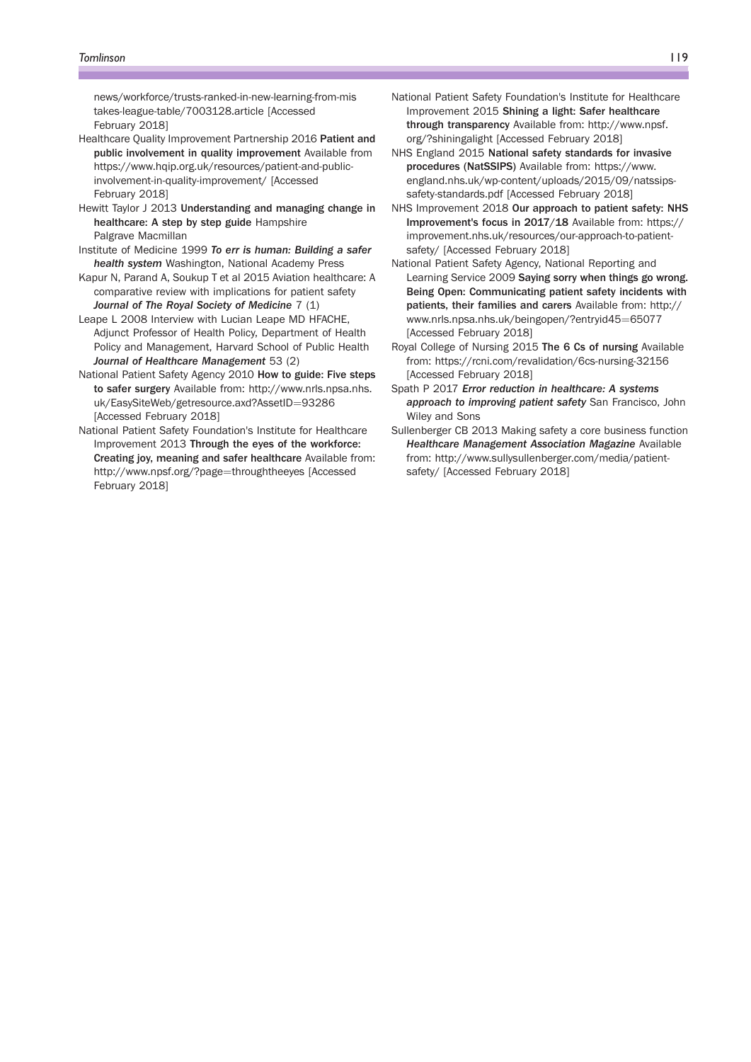news/workforce/trusts-ranked-in-new-learning-from-mistakes-league-table/7003128.article [Accessed February 2018]

Healthcare Quality Improvement Partnership 2016 **Patient and public involvement in quality improvement** Available from https://www.hqip.org.uk/resources/patient-and-public-involvement-in-quality-improvement/ [Accessed February 2018]

Hewitt Taylor J 2013 **Understanding and managing change in healthcare: A step by step guide** Hampshire Palgrave Macmillan

Institute of Medicine 1999 ***To err is human: Building a safer health system*** Washington, National Academy Press

Kapur N, Parand A, Soukup T et al 2015 Aviation healthcare: A comparative review with implications for patient safety ***Journal of The Royal Society of Medicine*** 7 (1)

Leape L 2008 Interview with Lucian Leape MD HFACHE, Adjunct Professor of Health Policy, Department of Health Policy and Management, Harvard School of Public Health ***Journal of Healthcare Management*** 53 (2)

National Patient Safety Agency 2010 **How to guide: Five steps to safer surgery** Available from: http://www.nrls.npsa.nhs.uk/EasySiteWeb/getresource.axd?AssetID=93286 [Accessed February 2018]

National Patient Safety Foundation's Institute for Healthcare Improvement 2013 **Through the eyes of the workforce: Creating joy, meaning and safer healthcare** Available from: http://www.npsf.org/?page=throughtheeyes [Accessed February 2018]

National Patient Safety Foundation's Institute for Healthcare Improvement 2015 **Shining a light: Safer healthcare through transparency** Available from: http://www.npsf.org/?shiningalight [Accessed February 2018]

NHS England 2015 **National safety standards for invasive procedures (NatSSIPS)** Available from: https://www.england.nhs.uk/wp-content/uploads/2015/09/natssips-safety-standards.pdf [Accessed February 2018]

NHS Improvement 2018 **Our approach to patient safety: NHS Improvement's focus in 2017/18** Available from: https://improvement.nhs.uk/resources/our-approach-to-patient-safety/ [Accessed February 2018]

National Patient Safety Agency, National Reporting and Learning Service 2009 **Saying sorry when things go wrong. Being Open: Communicating patient safety incidents with patients, their families and carers** Available from: http://www.nrls.npsa.nhs.uk/beingopen/?entryid45=65077 [Accessed February 2018]

Royal College of Nursing 2015 **The 6 Cs of nursing** Available from: https://rcni.com/revalidation/6cs-nursing-32156 [Accessed February 2018]

Spath P 2017 ***Error reduction in healthcare: A systems approach to improving patient safety*** San Francisco, John Wiley and Sons

Sullenberger CB 2013 Making safety a core business function ***Healthcare Management Association Magazine*** Available from: http://www.sullysullenberger.com/media/patient-safety/ [Accessed February 2018]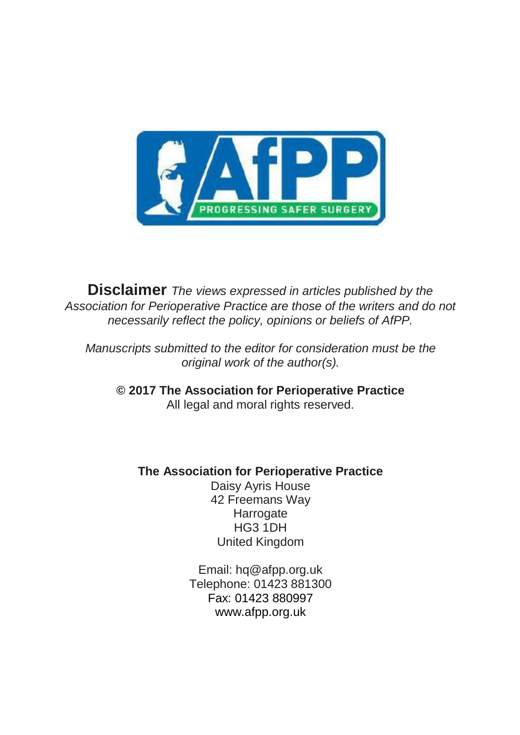**Disclaimer** *The views expressed in articles published by the Association for Perioperative Practice are those of the writers and do not necessarily reflect the policy, opinions or beliefs of AfPP.*

*Manuscripts submitted to the editor for consideration must be the original work of the author(s).*

**© 2017 The Association for Perioperative Practice**
All legal and moral rights reserved.

**The Association for Perioperative Practice**
Daisy Ayris House
42 Freemans Way
Harrogate
HG3 1DH
United Kingdom

Email: hq@afpp.org.uk
Telephone: 01423 881300
Fax: 01423 880997
www.afpp.org.uk